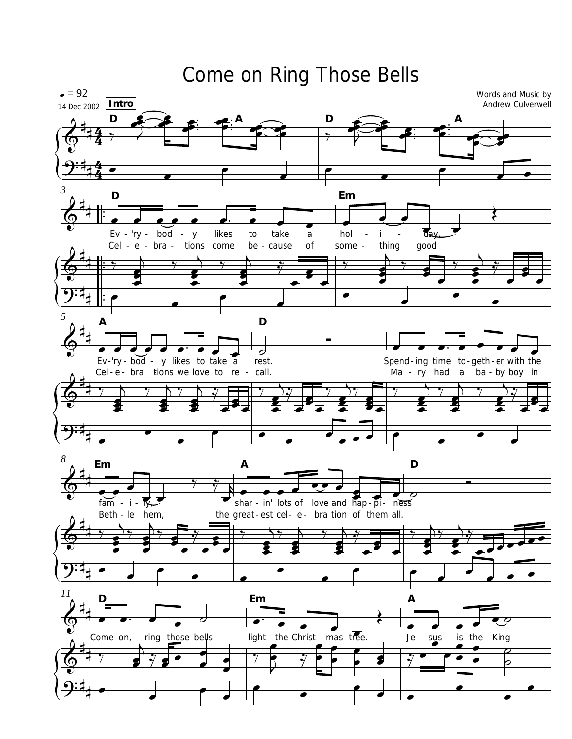# Come on Ring Those Bells

♩ = 92

14 Dec 2002

Words and Music by
Andrew Culverwell

**Intro**

D A D A

D Em
Ev - 'ry - bod - y likes to take a hol - i - day,
Cel - e - bra - tions come be - cause of some - thing good

A D
Ev - 'ry - bod - y likes to take a rest.
Cel - e - bra - tions we love to re - call.

Spend - ing time to - geth - er with the
Ma - ry had a ba - by boy in

Em A D
fam - i - ly, shar - in' lots of love and hap - pi - ness
Beth - le hem, the great - est cel - e - bra tion of them all.

D Em A
Come on, ring those bells light the Christ - mas tree. Je - sus is the King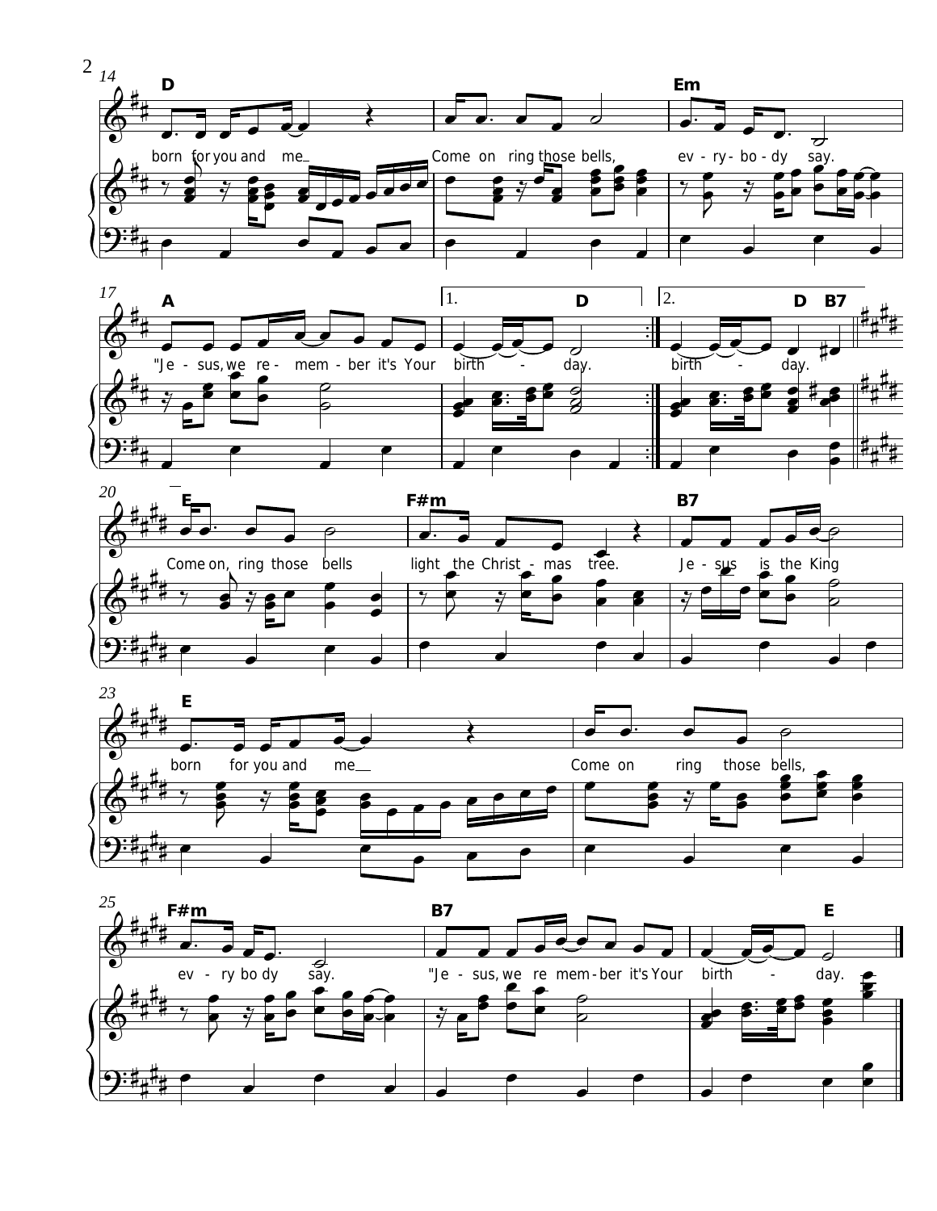14

D Em

born for you and me\_\_ Come on ring those bells, ev - ry - bo - dy say.

17

A 1. D 2. D B7

"Je - sus, we re - mem - ber it's Your birth - day. birth - day.

20

E F#m B7

Come on, ring those bells light the Christ - mas tree. Je - sus is the King

23

E

born for you and me\_\_ Come on ring those bells,

25

F#m B7 E

ev - ry bo dy say. "Je - sus, we re mem - ber it's Your birth - day.